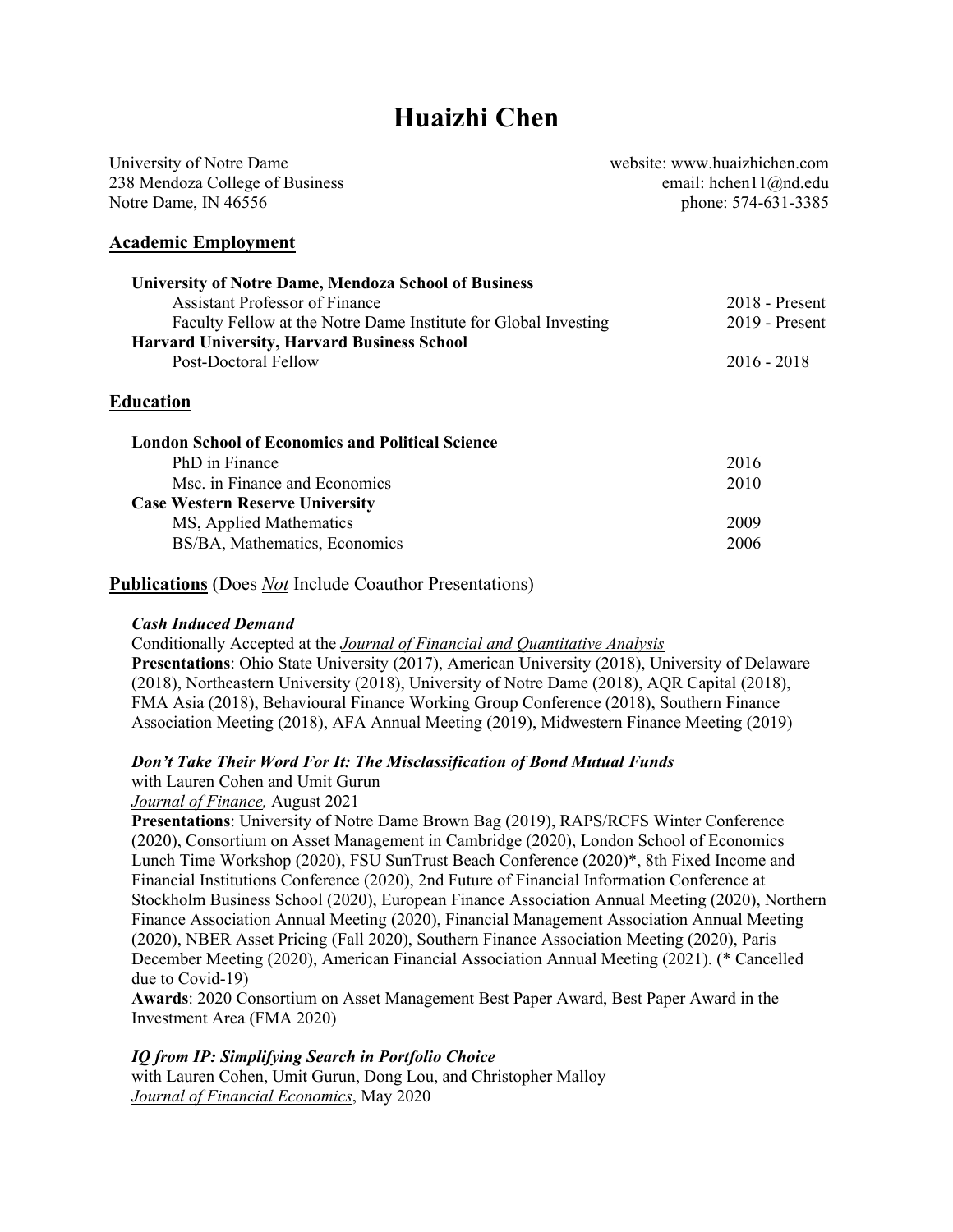# Huaizhi Chen

University of Notre Dame
238 Mendoza College of Business
Notre Dame, IN 46556

website: www.huaizhichen.com
email: hchen11@nd.edu
phone: 574-631-3385

## Academic Employment

**University of Notre Dame, Mendoza School of Business**

| | |
|---|---|
| Assistant Professor of Finance | 2018 - Present |
| Faculty Fellow at the Notre Dame Institute for Global Investing | 2019 - Present |

**Harvard University, Harvard Business School**

| | |
|---|---|
| Post-Doctoral Fellow | 2016 - 2018 |

## Education

**London School of Economics and Political Science**

| | |
|---|---|
| PhD in Finance | 2016 |
| Msc. in Finance and Economics | 2010 |

**Case Western Reserve University**

| | |
|---|---|
| MS, Applied Mathematics | 2009 |
| BS/BA, Mathematics, Economics | 2006 |

## Publications (Does *Not* Include Coauthor Presentations)

***Cash Induced Demand***
Conditionally Accepted at the *Journal of Financial and Quantitative Analysis*
**Presentations**: Ohio State University (2017), American University (2018), University of Delaware (2018), Northeastern University (2018), University of Notre Dame (2018), AQR Capital (2018), FMA Asia (2018), Behavioural Finance Working Group Conference (2018), Southern Finance Association Meeting (2018), AFA Annual Meeting (2019), Midwestern Finance Meeting (2019)

***Don't Take Their Word For It: The Misclassification of Bond Mutual Funds***
with Lauren Cohen and Umit Gurun
*Journal of Finance,* August 2021
**Presentations**: University of Notre Dame Brown Bag (2019), RAPS/RCFS Winter Conference (2020), Consortium on Asset Management in Cambridge (2020), London School of Economics Lunch Time Workshop (2020), FSU SunTrust Beach Conference (2020)*, 8th Fixed Income and Financial Institutions Conference (2020), 2nd Future of Financial Information Conference at Stockholm Business School (2020), European Finance Association Annual Meeting (2020), Northern Finance Association Annual Meeting (2020), Financial Management Association Annual Meeting (2020), NBER Asset Pricing (Fall 2020), Southern Finance Association Meeting (2020), Paris December Meeting (2020), American Financial Association Annual Meeting (2021). (* Cancelled due to Covid-19)
**Awards**: 2020 Consortium on Asset Management Best Paper Award, Best Paper Award in the Investment Area (FMA 2020)

***IQ from IP: Simplifying Search in Portfolio Choice***
with Lauren Cohen, Umit Gurun, Dong Lou, and Christopher Malloy
*Journal of Financial Economics*, May 2020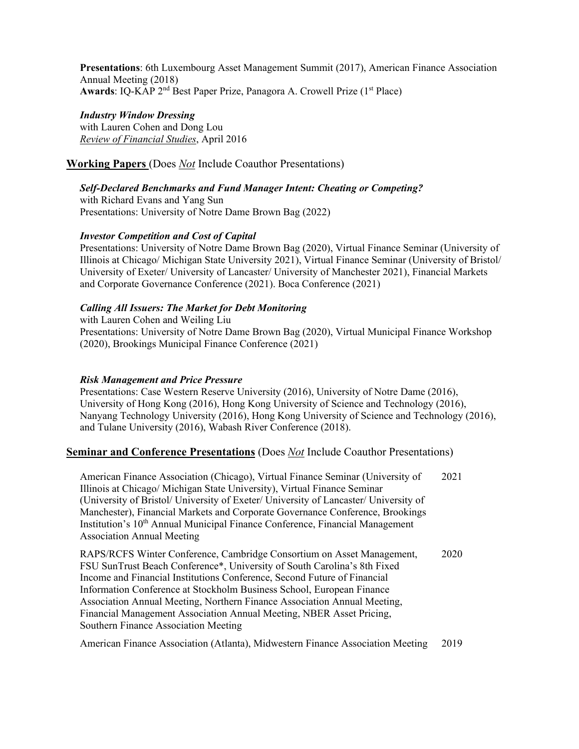**Presentations**: 6th Luxembourg Asset Management Summit (2017), American Finance Association Annual Meeting (2018)
**Awards**: IQ-KAP 2nd Best Paper Prize, Panagora A. Crowell Prize (1st Place)

***Industry Window Dressing***
with Lauren Cohen and Dong Lou
*Review of Financial Studies*, April 2016

## Working Papers (Does *Not* Include Coauthor Presentations)

***Self-Declared Benchmarks and Fund Manager Intent: Cheating or Competing?***
with Richard Evans and Yang Sun
Presentations: University of Notre Dame Brown Bag (2022)

***Investor Competition and Cost of Capital***
Presentations: University of Notre Dame Brown Bag (2020), Virtual Finance Seminar (University of Illinois at Chicago/ Michigan State University 2021), Virtual Finance Seminar (University of Bristol/ University of Exeter/ University of Lancaster/ University of Manchester 2021), Financial Markets and Corporate Governance Conference (2021). Boca Conference (2021)

***Calling All Issuers: The Market for Debt Monitoring***
with Lauren Cohen and Weiling Liu
Presentations: University of Notre Dame Brown Bag (2020), Virtual Municipal Finance Workshop (2020), Brookings Municipal Finance Conference (2021)

***Risk Management and Price Pressure***
Presentations: Case Western Reserve University (2016), University of Notre Dame (2016), University of Hong Kong (2016), Hong Kong University of Science and Technology (2016), Nanyang Technology University (2016), Hong Kong University of Science and Technology (2016), and Tulane University (2016), Wabash River Conference (2018).

## Seminar and Conference Presentations (Does *Not* Include Coauthor Presentations)

American Finance Association (Chicago), Virtual Finance Seminar (University of Illinois at Chicago/ Michigan State University), Virtual Finance Seminar (University of Bristol/ University of Exeter/ University of Lancaster/ University of Manchester), Financial Markets and Corporate Governance Conference, Brookings Institution's 10th Annual Municipal Finance Conference, Financial Management Association Annual Meeting — 2021

RAPS/RCFS Winter Conference, Cambridge Consortium on Asset Management, FSU SunTrust Beach Conference*, University of South Carolina's 8th Fixed Income and Financial Institutions Conference, Second Future of Financial Information Conference at Stockholm Business School, European Finance Association Annual Meeting, Northern Finance Association Annual Meeting, Financial Management Association Annual Meeting, NBER Asset Pricing, Southern Finance Association Meeting — 2020

American Finance Association (Atlanta), Midwestern Finance Association Meeting — 2019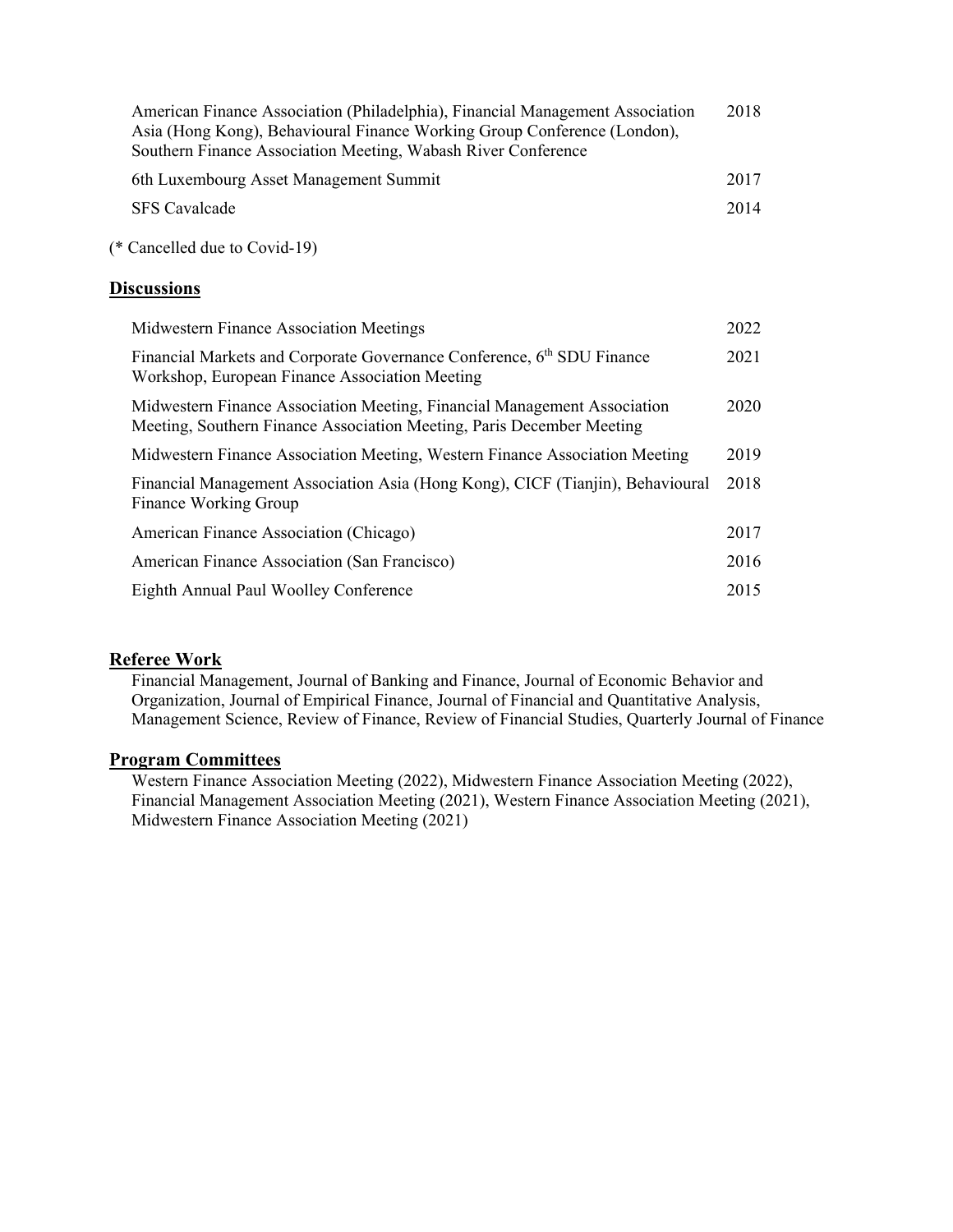| | |
|---|---|
| American Finance Association (Philadelphia), Financial Management Association Asia (Hong Kong), Behavioural Finance Working Group Conference (London), Southern Finance Association Meeting, Wabash River Conference | 2018 |
| 6th Luxembourg Asset Management Summit | 2017 |
| SFS Cavalcade | 2014 |

(* Cancelled due to Covid-19)

## Discussions

| | |
|---|---|
| Midwestern Finance Association Meetings | 2022 |
| Financial Markets and Corporate Governance Conference, 6th SDU Finance Workshop, European Finance Association Meeting | 2021 |
| Midwestern Finance Association Meeting, Financial Management Association Meeting, Southern Finance Association Meeting, Paris December Meeting | 2020 |
| Midwestern Finance Association Meeting, Western Finance Association Meeting | 2019 |
| Financial Management Association Asia (Hong Kong), CICF (Tianjin), Behavioural Finance Working Group | 2018 |
| American Finance Association (Chicago) | 2017 |
| American Finance Association (San Francisco) | 2016 |
| Eighth Annual Paul Woolley Conference | 2015 |

## Referee Work

Financial Management, Journal of Banking and Finance, Journal of Economic Behavior and Organization, Journal of Empirical Finance, Journal of Financial and Quantitative Analysis, Management Science, Review of Finance, Review of Financial Studies, Quarterly Journal of Finance

## Program Committees

Western Finance Association Meeting (2022), Midwestern Finance Association Meeting (2022), Financial Management Association Meeting (2021), Western Finance Association Meeting (2021), Midwestern Finance Association Meeting (2021)